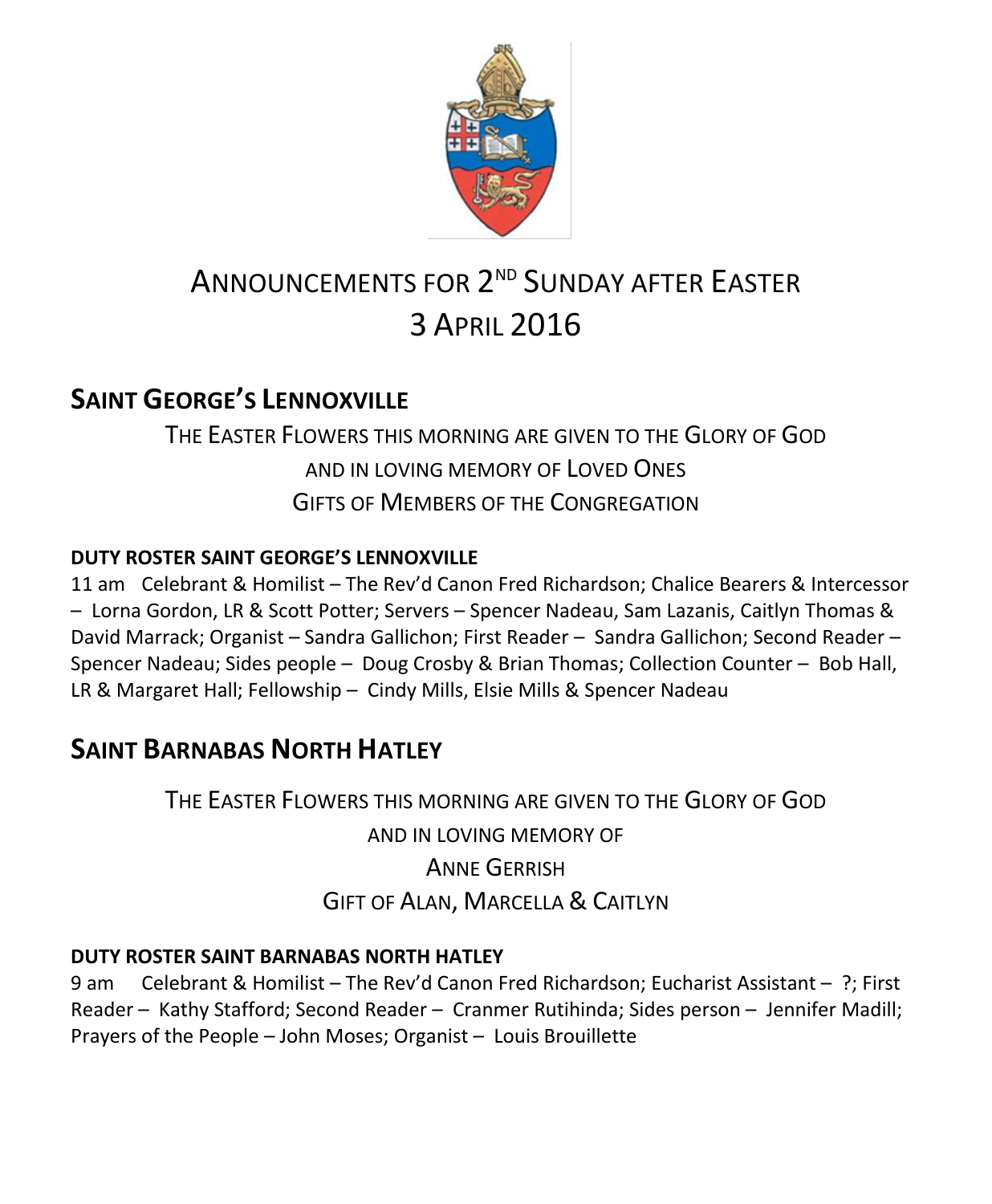# ANNOUNCEMENTS FOR 2ND SUNDAY AFTER EASTER
# 3 APRIL 2016

## SAINT GEORGE'S LENNOXVILLE

THE EASTER FLOWERS THIS MORNING ARE GIVEN TO THE GLORY OF GOD
AND IN LOVING MEMORY OF LOVED ONES
GIFTS OF MEMBERS OF THE CONGREGATION

**DUTY ROSTER SAINT GEORGE'S LENNOXVILLE**

11 am Celebrant & Homilist – The Rev'd Canon Fred Richardson; Chalice Bearers & Intercessor – Lorna Gordon, LR & Scott Potter; Servers – Spencer Nadeau, Sam Lazanis, Caitlyn Thomas & David Marrack; Organist – Sandra Gallichon; First Reader – Sandra Gallichon; Second Reader – Spencer Nadeau; Sides people – Doug Crosby & Brian Thomas; Collection Counter – Bob Hall, LR & Margaret Hall; Fellowship – Cindy Mills, Elsie Mills & Spencer Nadeau

## SAINT BARNABAS NORTH HATLEY

THE EASTER FLOWERS THIS MORNING ARE GIVEN TO THE GLORY OF GOD
AND IN LOVING MEMORY OF
ANNE GERRISH
GIFT OF ALAN, MARCELLA & CAITLYN

**DUTY ROSTER SAINT BARNABAS NORTH HATLEY**

9 am Celebrant & Homilist – The Rev'd Canon Fred Richardson; Eucharist Assistant – ?; First Reader – Kathy Stafford; Second Reader – Cranmer Rutihinda; Sides person – Jennifer Madill; Prayers of the People – John Moses; Organist – Louis Brouillette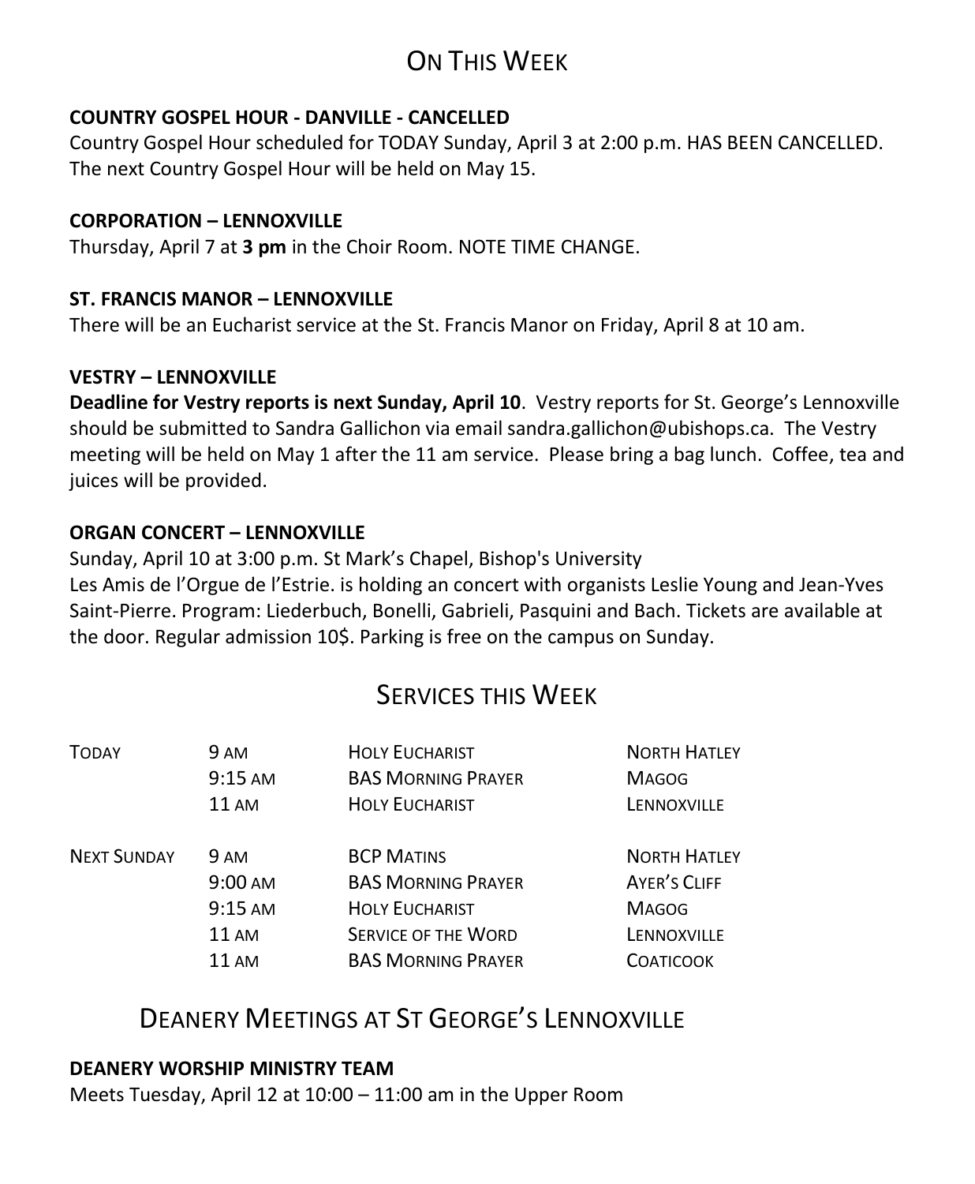# On This Week

**COUNTRY GOSPEL HOUR - DANVILLE - CANCELLED**
Country Gospel Hour scheduled for TODAY Sunday, April 3 at 2:00 p.m. HAS BEEN CANCELLED. The next Country Gospel Hour will be held on May 15.

**CORPORATION – LENNOXVILLE**
Thursday, April 7 at **3 pm** in the Choir Room. NOTE TIME CHANGE.

**ST. FRANCIS MANOR – LENNOXVILLE**
There will be an Eucharist service at the St. Francis Manor on Friday, April 8 at 10 am.

**VESTRY – LENNOXVILLE**
**Deadline for Vestry reports is next Sunday, April 10**. Vestry reports for St. George's Lennoxville should be submitted to Sandra Gallichon via email sandra.gallichon@ubishops.ca. The Vestry meeting will be held on May 1 after the 11 am service. Please bring a bag lunch. Coffee, tea and juices will be provided.

**ORGAN CONCERT – LENNOXVILLE**
Sunday, April 10 at 3:00 p.m. St Mark's Chapel, Bishop's University
Les Amis de l'Orgue de l'Estrie. is holding an concert with organists Leslie Young and Jean-Yves Saint-Pierre. Program: Liederbuch, Bonelli, Gabrieli, Pasquini and Bach. Tickets are available at the door. Regular admission 10$. Parking is free on the campus on Sunday.

# Services this Week

| | | | |
|---|---|---|---|
| Today | 9 AM | Holy Eucharist | North Hatley |
| | 9:15 AM | BAS Morning Prayer | Magog |
| | 11 AM | Holy Eucharist | Lennoxville |
| Next Sunday | 9 AM | BCP Matins | North Hatley |
| | 9:00 AM | BAS Morning Prayer | Ayer's Cliff |
| | 9:15 AM | Holy Eucharist | Magog |
| | 11 AM | Service of the Word | Lennoxville |
| | 11 AM | BAS Morning Prayer | Coaticook |

# Deanery Meetings at St George's Lennoxville

**DEANERY WORSHIP MINISTRY TEAM**
Meets Tuesday, April 12 at 10:00 – 11:00 am in the Upper Room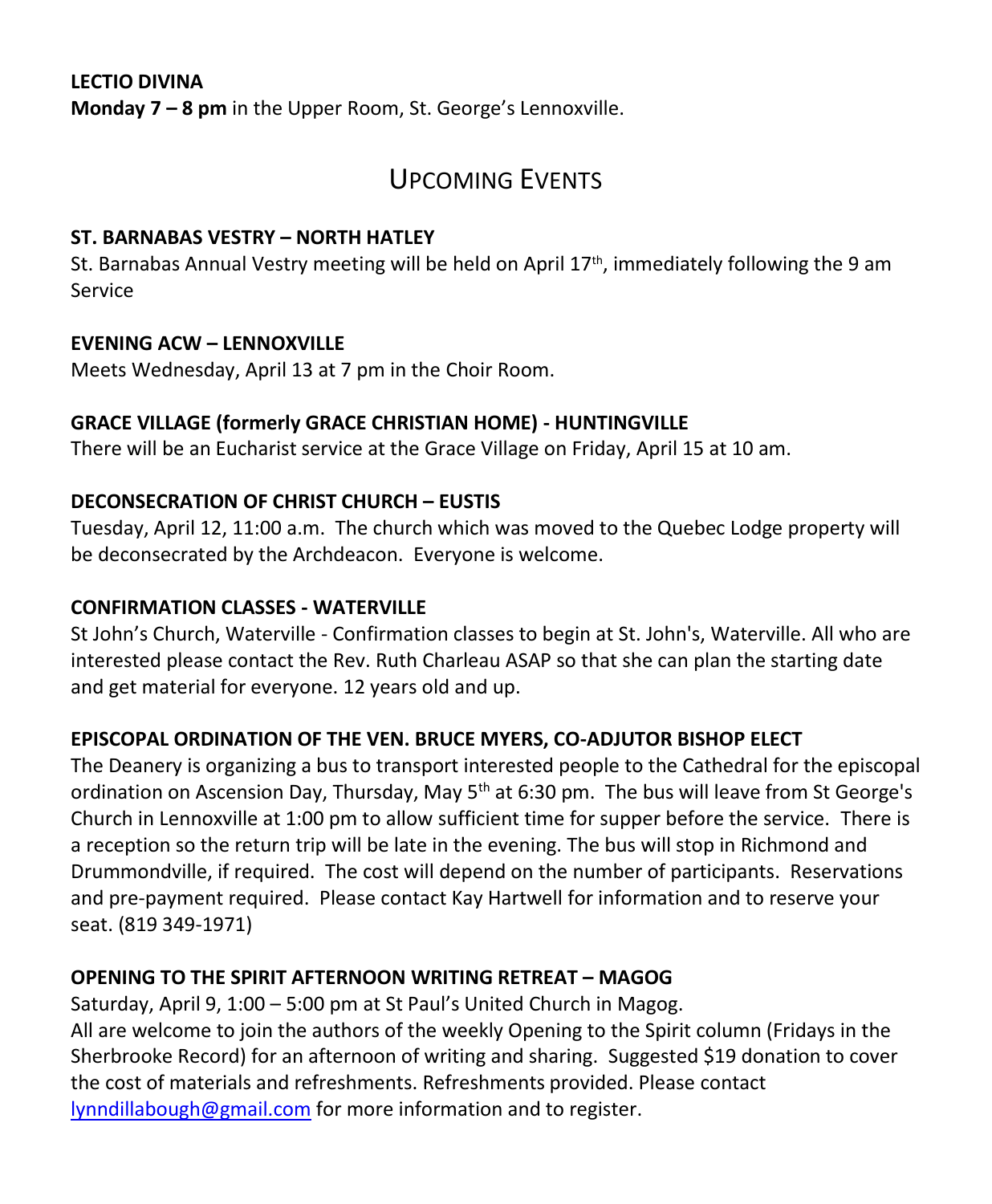**LECTIO DIVINA**
**Monday 7 – 8 pm** in the Upper Room, St. George's Lennoxville.

## UPCOMING EVENTS

**ST. BARNABAS VESTRY – NORTH HATLEY**
St. Barnabas Annual Vestry meeting will be held on April 17th, immediately following the 9 am Service

**EVENING ACW – LENNOXVILLE**
Meets Wednesday, April 13 at 7 pm in the Choir Room.

**GRACE VILLAGE (formerly GRACE CHRISTIAN HOME) - HUNTINGVILLE**
There will be an Eucharist service at the Grace Village on Friday, April 15 at 10 am.

**DECONSECRATION OF CHRIST CHURCH – EUSTIS**
Tuesday, April 12, 11:00 a.m. The church which was moved to the Quebec Lodge property will be deconsecrated by the Archdeacon. Everyone is welcome.

**CONFIRMATION CLASSES - WATERVILLE**
St John's Church, Waterville - Confirmation classes to begin at St. John's, Waterville. All who are interested please contact the Rev. Ruth Charleau ASAP so that she can plan the starting date and get material for everyone. 12 years old and up.

**EPISCOPAL ORDINATION OF THE VEN. BRUCE MYERS, CO-ADJUTOR BISHOP ELECT**
The Deanery is organizing a bus to transport interested people to the Cathedral for the episcopal ordination on Ascension Day, Thursday, May 5th at 6:30 pm. The bus will leave from St George's Church in Lennoxville at 1:00 pm to allow sufficient time for supper before the service. There is a reception so the return trip will be late in the evening. The bus will stop in Richmond and Drummondville, if required. The cost will depend on the number of participants. Reservations and pre-payment required. Please contact Kay Hartwell for information and to reserve your seat. (819 349-1971)

**OPENING TO THE SPIRIT AFTERNOON WRITING RETREAT – MAGOG**
Saturday, April 9, 1:00 – 5:00 pm at St Paul's United Church in Magog.
All are welcome to join the authors of the weekly Opening to the Spirit column (Fridays in the Sherbrooke Record) for an afternoon of writing and sharing. Suggested $19 donation to cover the cost of materials and refreshments. Refreshments provided. Please contact lynndillabough@gmail.com for more information and to register.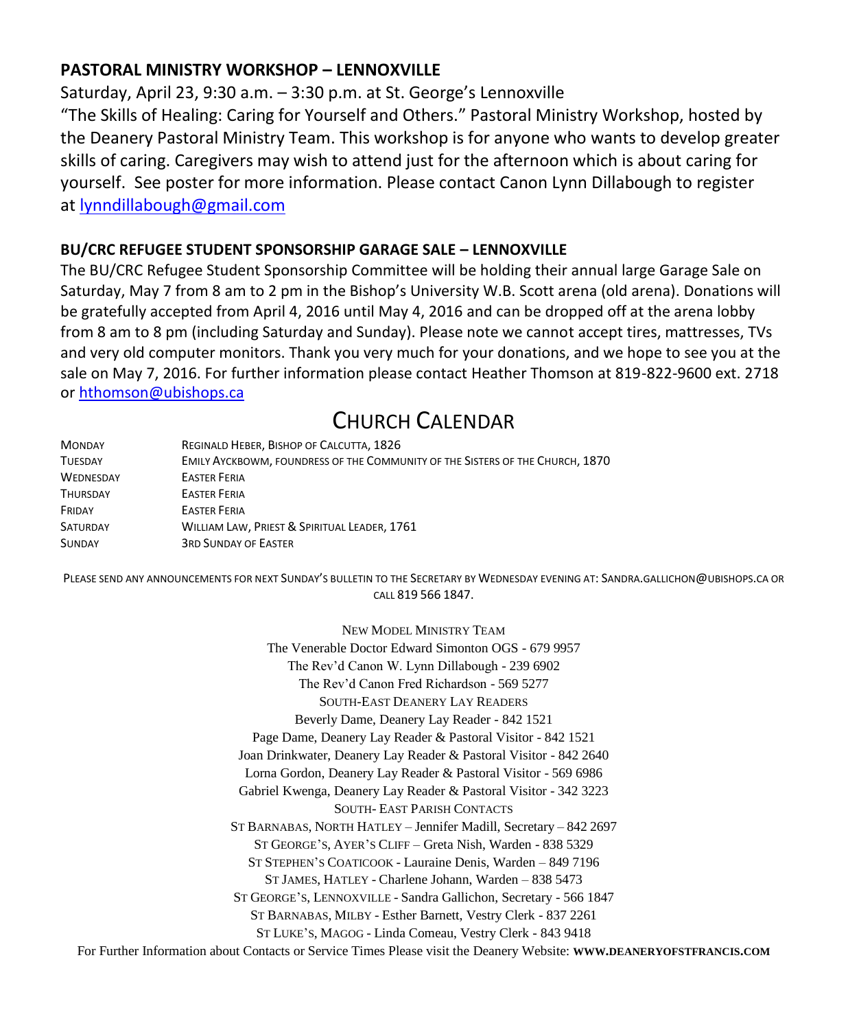### PASTORAL MINISTRY WORKSHOP – LENNOXVILLE

Saturday, April 23, 9:30 a.m. – 3:30 p.m. at St. George's Lennoxville
"The Skills of Healing: Caring for Yourself and Others." Pastoral Ministry Workshop, hosted by the Deanery Pastoral Ministry Team. This workshop is for anyone who wants to develop greater skills of caring. Caregivers may wish to attend just for the afternoon which is about caring for yourself. See poster for more information. Please contact Canon Lynn Dillabough to register at lynndillabough@gmail.com

### BU/CRC REFUGEE STUDENT SPONSORSHIP GARAGE SALE – LENNOXVILLE

The BU/CRC Refugee Student Sponsorship Committee will be holding their annual large Garage Sale on Saturday, May 7 from 8 am to 2 pm in the Bishop's University W.B. Scott arena (old arena). Donations will be gratefully accepted from April 4, 2016 until May 4, 2016 and can be dropped off at the arena lobby from 8 am to 8 pm (including Saturday and Sunday). Please note we cannot accept tires, mattresses, TVs and very old computer monitors. Thank you very much for your donations, and we hope to see you at the sale on May 7, 2016. For further information please contact Heather Thomson at 819-822-9600 ext. 2718 or hthomson@ubishops.ca

## CHURCH CALENDAR

| | |
|---|---|
| MONDAY | REGINALD HEBER, BISHOP OF CALCUTTA, 1826 |
| TUESDAY | EMILY AYCKBOWM, FOUNDRESS OF THE COMMUNITY OF THE SISTERS OF THE CHURCH, 1870 |
| WEDNESDAY | EASTER FERIA |
| THURSDAY | EASTER FERIA |
| FRIDAY | EASTER FERIA |
| SATURDAY | WILLIAM LAW, PRIEST & SPIRITUAL LEADER, 1761 |
| SUNDAY | 3RD SUNDAY OF EASTER |

PLEASE SEND ANY ANNOUNCEMENTS FOR NEXT SUNDAY'S BULLETIN TO THE SECRETARY BY WEDNESDAY EVENING AT: SANDRA.GALLICHON@UBISHOPS.CA OR CALL 819 566 1847.

NEW MODEL MINISTRY TEAM
The Venerable Doctor Edward Simonton OGS - 679 9957
The Rev'd Canon W. Lynn Dillabough - 239 6902
The Rev'd Canon Fred Richardson - 569 5277

SOUTH-EAST DEANERY LAY READERS
Beverly Dame, Deanery Lay Reader - 842 1521
Page Dame, Deanery Lay Reader & Pastoral Visitor - 842 1521
Joan Drinkwater, Deanery Lay Reader & Pastoral Visitor - 842 2640
Lorna Gordon, Deanery Lay Reader & Pastoral Visitor - 569 6986
Gabriel Kwenga, Deanery Lay Reader & Pastoral Visitor - 342 3223

SOUTH- EAST PARISH CONTACTS
ST BARNABAS, NORTH HATLEY – Jennifer Madill, Secretary – 842 2697
ST GEORGE'S, AYER'S CLIFF – Greta Nish, Warden - 838 5329
ST STEPHEN'S COATICOOK - Lauraine Denis, Warden – 849 7196
ST JAMES, HATLEY - Charlene Johann, Warden – 838 5473
ST GEORGE'S, LENNOXVILLE - Sandra Gallichon, Secretary - 566 1847
ST BARNABAS, MILBY - Esther Barnett, Vestry Clerk - 837 2261
ST LUKE'S, MAGOG - Linda Comeau, Vestry Clerk - 843 9418

For Further Information about Contacts or Service Times Please visit the Deanery Website: **WWW.DEANERYOFSTFRANCIS.COM**